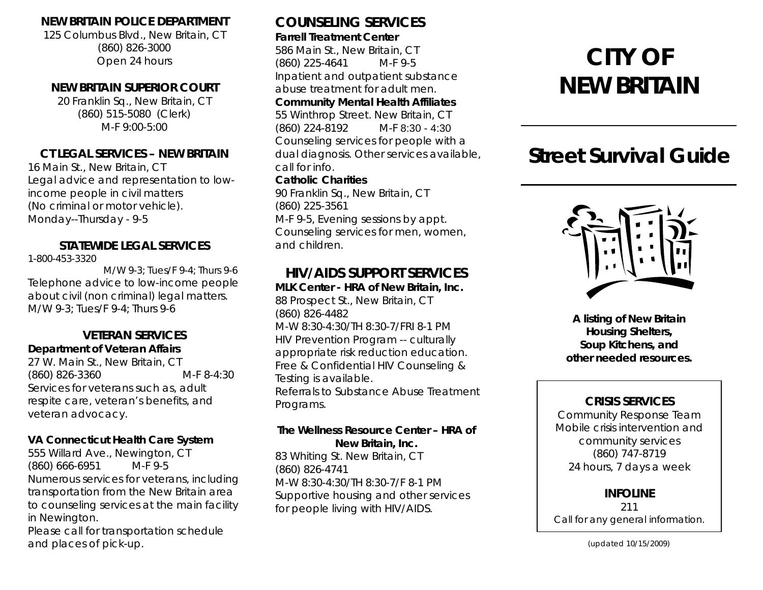### NEW BRITAIN POLICE DEPARTMENT

125 Columbus Blvd., New Britain, CT
(860) 826-3000
Open 24 hours

### NEW BRITAIN SUPERIOR COURT

20 Franklin Sq., New Britain, CT
(860) 515-5080 (Clerk)
M-F 9:00-5:00

### CT LEGAL SERVICES – NEW BRITAIN

16 Main St., New Britain, CT
Legal advice and representation to low-income people in civil matters
(No criminal or motor vehicle).
Monday--Thursday - 9-5

### STATEWIDE LEGAL SERVICES

1-800-453-3320
M/W 9-3; Tues/F 9-4; Thurs 9-6
Telephone advice to low-income people about civil (non criminal) legal matters.
M/W 9-3; Tues/F 9-4; Thurs 9-6

### VETERAN SERVICES

**Department of Veteran Affairs**
27 W. Main St., New Britain, CT
(860) 826-3360 M-F 8-4:30
Services for veterans such as, adult respite care, veteran's benefits, and veteran advocacy.

**VA Connecticut Health Care System**
555 Willard Ave., Newington, CT
(860) 666-6951 M-F 9-5
Numerous services for veterans, including transportation from the New Britain area to counseling services at the main facility in Newington.
Please call for transportation schedule and places of pick-up.

## COUNSELING SERVICES

**Farrell Treatment Center**
586 Main St., New Britain, CT
(860) 225-4641 M-F 9-5
Inpatient and outpatient substance abuse treatment for adult men.

**Community Mental Health Affiliates**
55 Winthrop Street. New Britain, CT
(860) 224-8192 M-F 8:30 - 4:30
Counseling services for people with a dual diagnosis. Other services available, call for info.

**Catholic Charities**
90 Franklin Sq., New Britain, CT
(860) 225-3561
M-F 9-5, Evening sessions by appt.
Counseling services for men, women, and children.

## HIV/AIDS SUPPORT SERVICES

**MLK Center - HRA of New Britain, Inc.**
88 Prospect St., New Britain, CT
(860) 826-4482
M-W 8:30-4:30/TH 8:30-7/FRI 8-1 PM
HIV Prevention Program -- culturally appropriate risk reduction education.
Free & Confidential HIV Counseling & Testing is available.
Referrals to Substance Abuse Treatment Programs.

**The Wellness Resource Center – HRA of New Britain, Inc.**
83 Whiting St. New Britain, CT
(860) 826-4741
M-W 8:30-4:30/TH 8:30-7/F 8-1 PM
Supportive housing and other services for people living with HIV/AIDS.

# CITY OF NEW BRITAIN

# Street Survival Guide

**A listing of New Britain Housing Shelters, Soup Kitchens, and other needed resources.**

### CRISIS SERVICES

Community Response Team
Mobile crisis intervention and community services
(860) 747-8719
24 hours, 7 days a week

### INFOLINE

211
Call for any general information.

(updated 10/15/2009)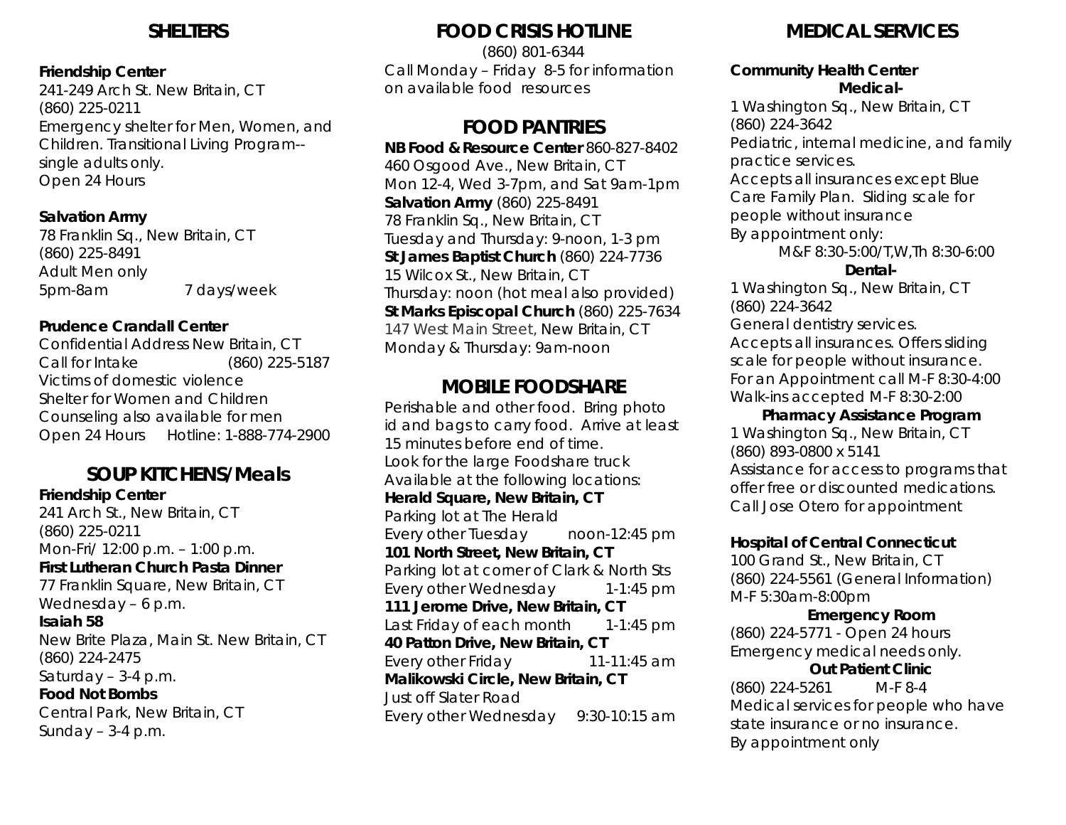## SHELTERS

**Friendship Center**
241-249 Arch St. New Britain, CT
(860) 225-0211
Emergency shelter for Men, Women, and Children. Transitional Living Program-- single adults only.
Open 24 Hours

**Salvation Army**
78 Franklin Sq., New Britain, CT
(860) 225-8491
Adult Men only
5pm-8am 7 days/week

**Prudence Crandall Center**
Confidential Address New Britain, CT
Call for Intake (860) 225-5187
Victims of domestic violence
Shelter for Women and Children
Counseling also available for men
Open 24 Hours Hotline: 1-888-774-2900

## SOUP KITCHENS/Meals

**Friendship Center**
241 Arch St., New Britain, CT
(860) 225-0211
Mon-Fri/ 12:00 p.m. – 1:00 p.m.

**First Lutheran Church Pasta Dinner**
77 Franklin Square, New Britain, CT
Wednesday – 6 p.m.

**Isaiah 58**
New Brite Plaza, Main St. New Britain, CT
(860) 224-2475
Saturday – 3-4 p.m.

**Food Not Bombs**
Central Park, New Britain, CT
Sunday – 3-4 p.m.

## FOOD CRISIS HOTLINE

(860) 801-6344
Call Monday – Friday 8-5 for information on available food resources

## FOOD PANTRIES

**NB Food & Resource Center** 860-827-8402
460 Osgood Ave., New Britain, CT
Mon 12-4, Wed 3-7pm, and Sat 9am-1pm

**Salvation Army** (860) 225-8491
78 Franklin Sq., New Britain, CT
Tuesday and Thursday: 9-noon, 1-3 pm

**St James Baptist Church** (860) 224-7736
15 Wilcox St., New Britain, CT
Thursday: noon (hot meal also provided)

**St Marks Episcopal Church** (860) 225-7634
147 West Main Street, New Britain, CT
Monday & Thursday: 9am-noon

## MOBILE FOODSHARE

Perishable and other food. Bring photo id and bags to carry food. Arrive at least 15 minutes before end of time.
Look for the large Foodshare truck
Available at the following locations:

**Herald Square, New Britain, CT**
Parking lot at The Herald
Every other Tuesday noon-12:45 pm

**101 North Street, New Britain, CT**
Parking lot at corner of Clark & North Sts
Every other Wednesday 1-1:45 pm

**111 Jerome Drive, New Britain, CT**
Last Friday of each month 1-1:45 pm

**40 Patton Drive, New Britain, CT**
Every other Friday 11-11:45 am

**Malikowski Circle, New Britain, CT**
Just off Slater Road
Every other Wednesday 9:30-10:15 am

## MEDICAL SERVICES

**Community Health Center**

**Medical-**
1 Washington Sq., New Britain, CT
(860) 224-3642
Pediatric, internal medicine, and family practice services.
Accepts all insurances except Blue Care Family Plan. Sliding scale for people without insurance
By appointment only:
M&F 8:30-5:00/T,W,Th 8:30-6:00

**Dental-**
1 Washington Sq., New Britain, CT
(860) 224-3642
General dentistry services.
Accepts all insurances. Offers sliding scale for people without insurance.
For an Appointment call M-F 8:30-4:00
Walk-ins accepted M-F 8:30-2:00

**Pharmacy Assistance Program**
1 Washington Sq., New Britain, CT
(860) 893-0800 x 5141
Assistance for access to programs that offer free or discounted medications.
Call Jose Otero for appointment

**Hospital of Central Connecticut**
100 Grand St., New Britain, CT
(860) 224-5561 (General Information)
M-F 5:30am-8:00pm

**Emergency Room**
(860) 224-5771 - Open 24 hours
Emergency medical needs only.

**Out Patient Clinic**
(860) 224-5261 M-F 8-4
Medical services for people who have state insurance or no insurance.
By appointment only